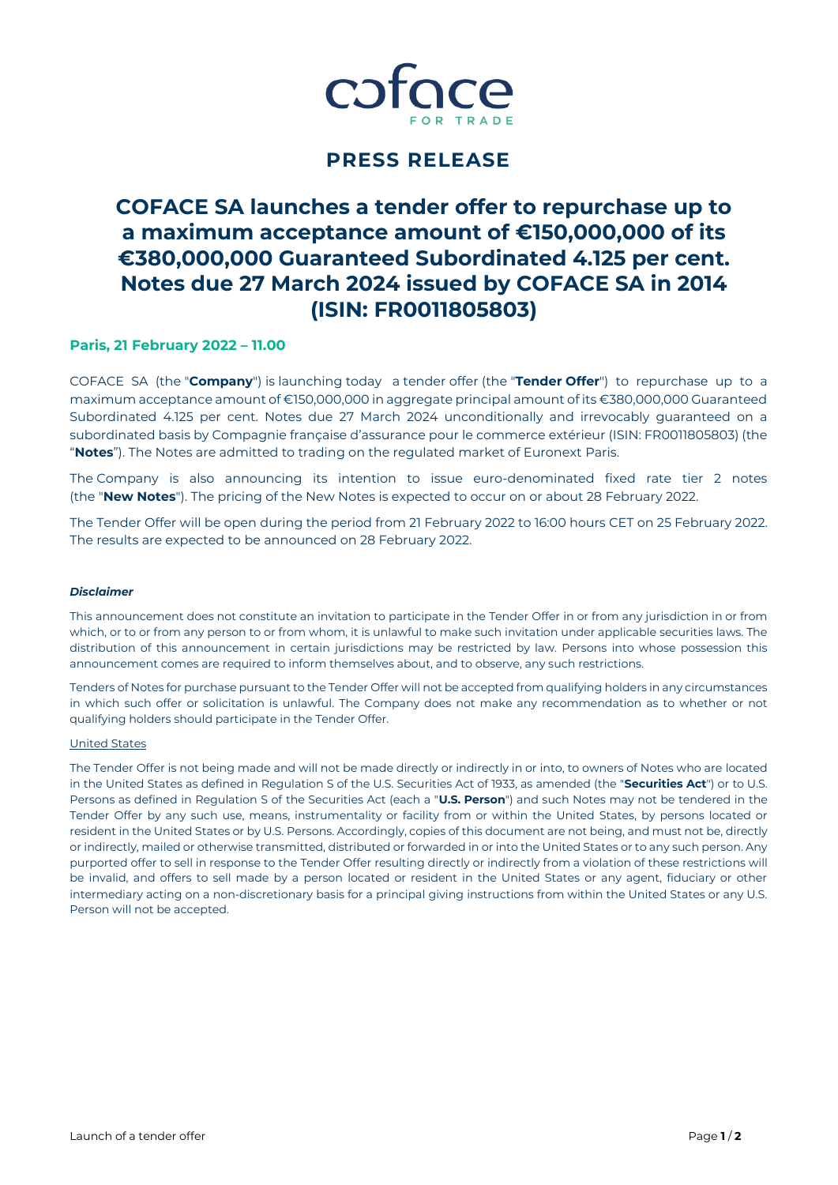coface

FOR TRADE

# PRESS RELEASE

# COFACE SA launches a tender offer to repurchase up to a maximum acceptance amount of €150,000,000 of its €380,000,000 Guaranteed Subordinated 4.125 per cent. Notes due 27 March 2024 issued by COFACE SA in 2014 (ISIN: FR0011805803)

**Paris, 21 February 2022 – 11.00**

COFACE SA (the "**Company**") is launching today a tender offer (the "**Tender Offer**") to repurchase up to a maximum acceptance amount of €150,000,000 in aggregate principal amount of its €380,000,000 Guaranteed Subordinated 4.125 per cent. Notes due 27 March 2024 unconditionally and irrevocably guaranteed on a subordinated basis by Compagnie française d'assurance pour le commerce extérieur (ISIN: FR0011805803) (the "**Notes**"). The Notes are admitted to trading on the regulated market of Euronext Paris.

The Company is also announcing its intention to issue euro-denominated fixed rate tier 2 notes (the "**New Notes**"). The pricing of the New Notes is expected to occur on or about 28 February 2022.

The Tender Offer will be open during the period from 21 February 2022 to 16:00 hours CET on 25 February 2022. The results are expected to be announced on 28 February 2022.

***Disclaimer***

This announcement does not constitute an invitation to participate in the Tender Offer in or from any jurisdiction in or from which, or to or from any person to or from whom, it is unlawful to make such invitation under applicable securities laws. The distribution of this announcement in certain jurisdictions may be restricted by law. Persons into whose possession this announcement comes are required to inform themselves about, and to observe, any such restrictions.

Tenders of Notes for purchase pursuant to the Tender Offer will not be accepted from qualifying holders in any circumstances in which such offer or solicitation is unlawful. The Company does not make any recommendation as to whether or not qualifying holders should participate in the Tender Offer.

United States

The Tender Offer is not being made and will not be made directly or indirectly in or into, to owners of Notes who are located in the United States as defined in Regulation S of the U.S. Securities Act of 1933, as amended (the "**Securities Act**") or to U.S. Persons as defined in Regulation S of the Securities Act (each a "**U.S. Person**") and such Notes may not be tendered in the Tender Offer by any such use, means, instrumentality or facility from or within the United States, by persons located or resident in the United States or by U.S. Persons. Accordingly, copies of this document are not being, and must not be, directly or indirectly, mailed or otherwise transmitted, distributed or forwarded in or into the United States or to any such person. Any purported offer to sell in response to the Tender Offer resulting directly or indirectly from a violation of these restrictions will be invalid, and offers to sell made by a person located or resident in the United States or any agent, fiduciary or other intermediary acting on a non-discretionary basis for a principal giving instructions from within the United States or any U.S. Person will not be accepted.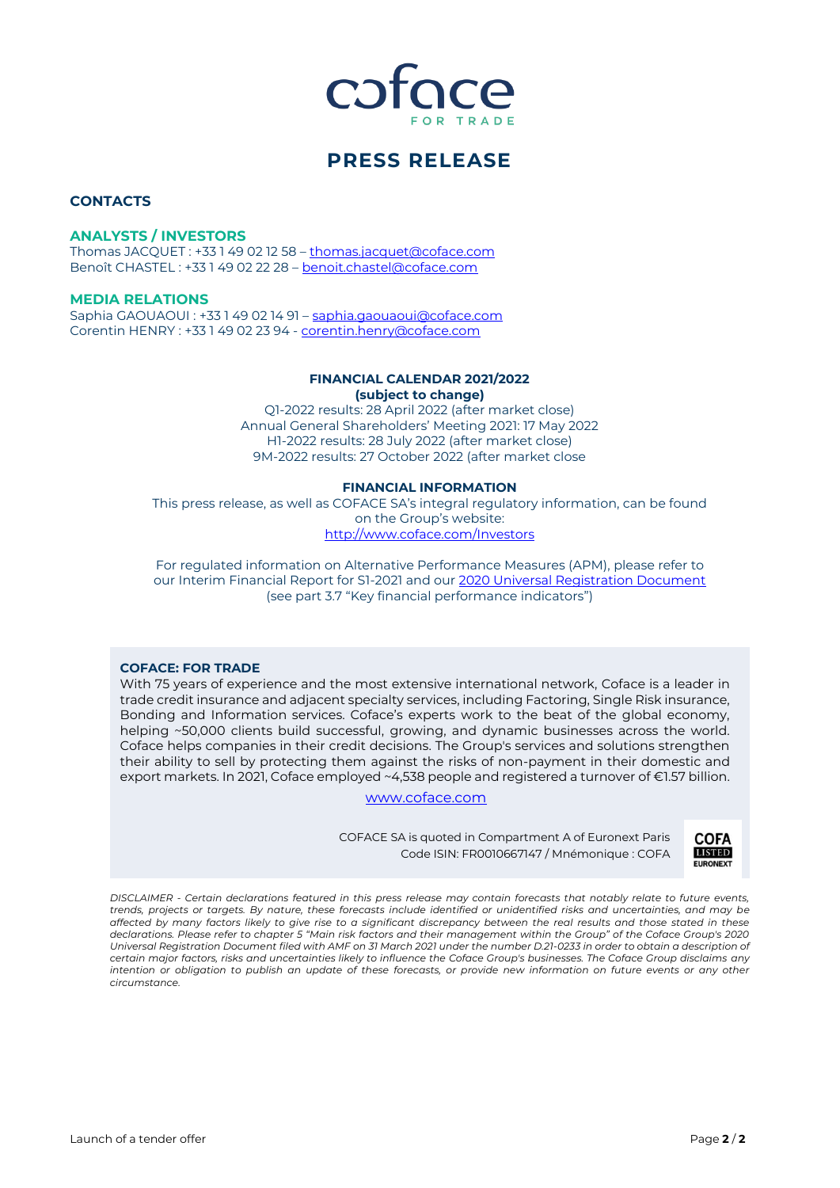# PRESS RELEASE

## CONTACTS

### ANALYSTS / INVESTORS

Thomas JACQUET : +33 1 49 02 12 58 – thomas.jacquet@coface.com
Benoît CHASTEL : +33 1 49 02 22 28 – benoit.chastel@coface.com

### MEDIA RELATIONS

Saphia GAOUAOUI : +33 1 49 02 14 91 – saphia.gaouaoui@coface.com
Corentin HENRY : +33 1 49 02 23 94 - corentin.henry@coface.com

**FINANCIAL CALENDAR 2021/2022**
**(subject to change)**

Q1-2022 results: 28 April 2022 (after market close)
Annual General Shareholders' Meeting 2021: 17 May 2022
H1-2022 results: 28 July 2022 (after market close)
9M-2022 results: 27 October 2022 (after market close

**FINANCIAL INFORMATION**

This press release, as well as COFACE SA's integral regulatory information, can be found on the Group's website:
http://www.coface.com/Investors

For regulated information on Alternative Performance Measures (APM), please refer to our Interim Financial Report for S1-2021 and our 2020 Universal Registration Document (see part 3.7 "Key financial performance indicators")

**COFACE: FOR TRADE**

With 75 years of experience and the most extensive international network, Coface is a leader in trade credit insurance and adjacent specialty services, including Factoring, Single Risk insurance, Bonding and Information services. Coface's experts work to the beat of the global economy, helping ~50,000 clients build successful, growing, and dynamic businesses across the world. Coface helps companies in their credit decisions. The Group's services and solutions strengthen their ability to sell by protecting them against the risks of non-payment in their domestic and export markets. In 2021, Coface employed ~4,538 people and registered a turnover of €1.57 billion.

www.coface.com

COFACE SA is quoted in Compartment A of Euronext Paris
Code ISIN: FR0010667147 / Mnémonique : COFA

*DISCLAIMER - Certain declarations featured in this press release may contain forecasts that notably relate to future events, trends, projects or targets. By nature, these forecasts include identified or unidentified risks and uncertainties, and may be affected by many factors likely to give rise to a significant discrepancy between the real results and those stated in these declarations. Please refer to chapter 5 "Main risk factors and their management within the Group" of the Coface Group's 2020 Universal Registration Document filed with AMF on 31 March 2021 under the number D.21-0233 in order to obtain a description of certain major factors, risks and uncertainties likely to influence the Coface Group's businesses. The Coface Group disclaims any intention or obligation to publish an update of these forecasts, or provide new information on future events or any other circumstance.*